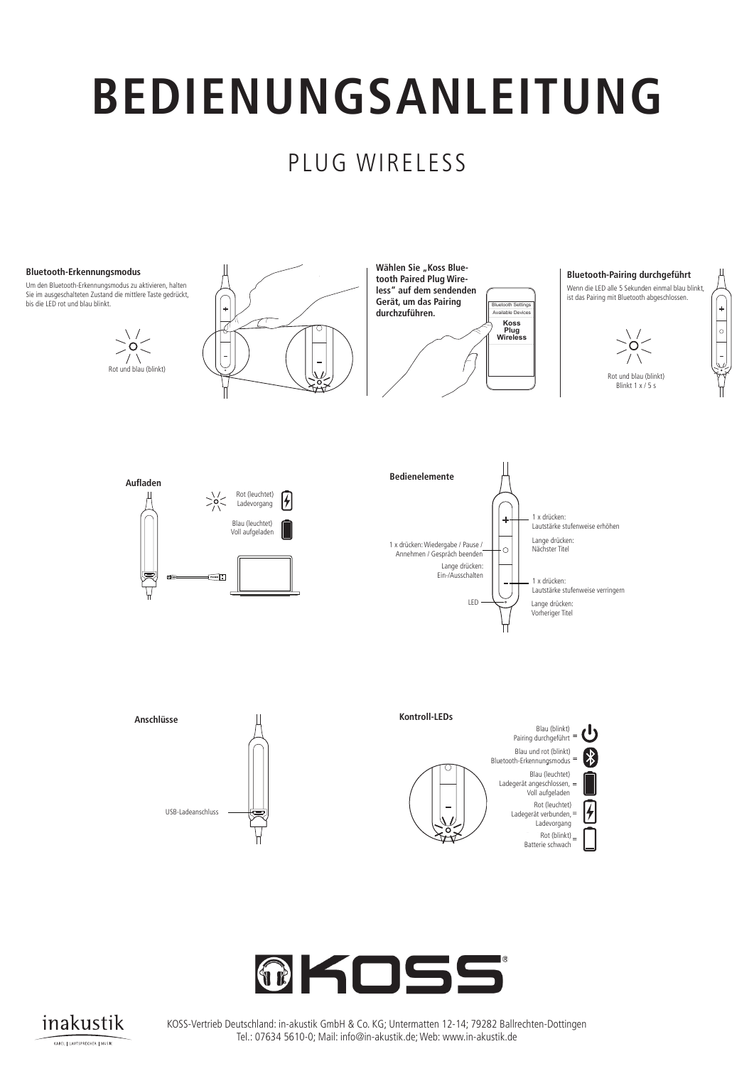# BEDIENUNGSANLEITUNG

## PLUG WIRELESS

### Bluetooth-Erkennungsmodus

Um den Bluetooth-Erkennungsmodus zu aktivieren, halten Sie im ausgeschalteten Zustand die mittlere Taste gedrückt, bis die LED rot und blau blinkt.

Rot und blau (blinkt)

**Wählen Sie „Koss Bluetooth Paired Plug Wireless" auf dem sendenden Gerät, um das Pairing durchzuführen.**

Bluetooth Settings
Available Devices
Koss Plug Wireless

### Bluetooth-Pairing durchgeführt

Wenn die LED alle 5 Sekunden einmal blau blinkt, ist das Pairing mit Bluetooth abgeschlossen.

Rot und blau (blinkt)
Blinkt 1 x / 5 s

### Aufladen

Rot (leuchtet)
Ladevorgang

Blau (leuchtet)
Voll aufgeladen

### Bedienelemente

- **+** 1 x drücken: Lautstärke stufenweise erhöhen; Lange drücken: Nächster Titel
- **○** 1 x drücken: Wiedergabe / Pause / Annehmen / Gespräch beenden; Lange drücken: Ein-/Ausschalten
- **–** 1 x drücken: Lautstärke stufenweise verringern; Lange drücken: Vorheriger Titel
- LED

### Anschlüsse

USB-Ladeanschluss

### Kontroll-LEDs

- Blau (blinkt) Pairing durchgeführt =
- Blau und rot (blinkt) Bluetooth-Erkennungsmodus =
- Blau (leuchtet) Ladegerät angeschlossen, Voll aufgeladen =
- Rot (leuchtet) Ladegerät verbunden, Ladevorgang =
- Rot (blinkt) Batterie schwach =

KOSS

inakustik

KOSS-Vertrieb Deutschland: in-akustik GmbH & Co. KG; Untermatten 12-14; 79282 Ballrechten-Dottingen
Tel.: 07634 5610-0; Mail: info@in-akustik.de; Web: www.in-akustik.de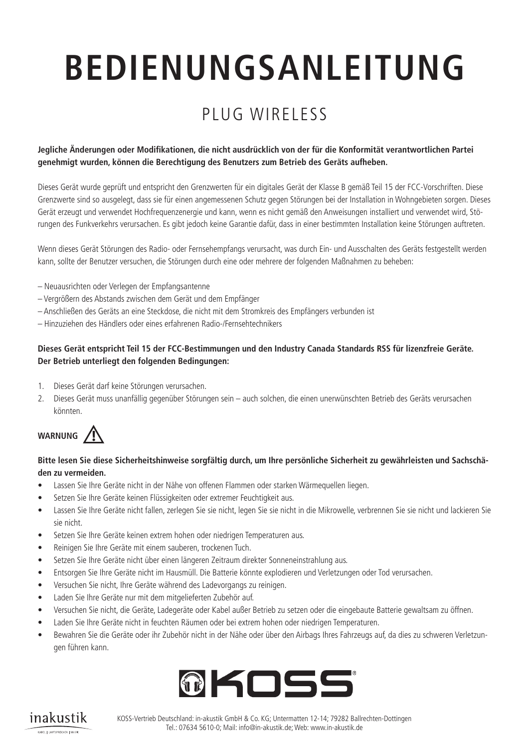# BEDIENUNGSANLEITUNG

## PLUG WIRELESS

**Jegliche Änderungen oder Modifikationen, die nicht ausdrücklich von der für die Konformität verantwortlichen Partei genehmigt wurden, können die Berechtigung des Benutzers zum Betrieb des Geräts aufheben.**

Dieses Gerät wurde geprüft und entspricht den Grenzwerten für ein digitales Gerät der Klasse B gemäß Teil 15 der FCC-Vorschriften. Diese Grenzwerte sind so ausgelegt, dass sie für einen angemessenen Schutz gegen Störungen bei der Installation in Wohngebieten sorgen. Dieses Gerät erzeugt und verwendet Hochfrequenzenergie und kann, wenn es nicht gemäß den Anweisungen installiert und verwendet wird, Störungen des Funkverkehrs verursachen. Es gibt jedoch keine Garantie dafür, dass in einer bestimmten Installation keine Störungen auftreten.

Wenn dieses Gerät Störungen des Radio- oder Fernsehempfangs verursacht, was durch Ein- und Ausschalten des Geräts festgestellt werden kann, sollte der Benutzer versuchen, die Störungen durch eine oder mehrere der folgenden Maßnahmen zu beheben:

– Neuausrichten oder Verlegen der Empfangsantenne
– Vergrößern des Abstands zwischen dem Gerät und dem Empfänger
– Anschließen des Geräts an eine Steckdose, die nicht mit dem Stromkreis des Empfängers verbunden ist
– Hinzuziehen des Händlers oder eines erfahrenen Radio-/Fernsehtechnikers

**Dieses Gerät entspricht Teil 15 der FCC-Bestimmungen und den Industry Canada Standards RSS für lizenzfreie Geräte. Der Betrieb unterliegt den folgenden Bedingungen:**

1. Dieses Gerät darf keine Störungen verursachen.
2. Dieses Gerät muss unanfällig gegenüber Störungen sein – auch solchen, die einen unerwünschten Betrieb des Geräts verursachen könnten.

**WARNUNG** ⚠

**Bitte lesen Sie diese Sicherheitshinweise sorgfältig durch, um Ihre persönliche Sicherheit zu gewährleisten und Sachschäden zu vermeiden.**

- Lassen Sie Ihre Geräte nicht in der Nähe von offenen Flammen oder starken Wärmequellen liegen.
- Setzen Sie Ihre Geräte keinen Flüssigkeiten oder extremer Feuchtigkeit aus.
- Lassen Sie Ihre Geräte nicht fallen, zerlegen Sie sie nicht, legen Sie sie nicht in die Mikrowelle, verbrennen Sie sie nicht und lackieren Sie sie nicht.
- Setzen Sie Ihre Geräte keinen extrem hohen oder niedrigen Temperaturen aus.
- Reinigen Sie Ihre Geräte mit einem sauberen, trockenen Tuch.
- Setzen Sie Ihre Geräte nicht über einen längeren Zeitraum direkter Sonneneinstrahlung aus.
- Entsorgen Sie Ihre Geräte nicht im Hausmüll. Die Batterie könnte explodieren und Verletzungen oder Tod verursachen.
- Versuchen Sie nicht, Ihre Geräte während des Ladevorgangs zu reinigen.
- Laden Sie Ihre Geräte nur mit dem mitgelieferten Zubehör auf.
- Versuchen Sie nicht, die Geräte, Ladegeräte oder Kabel außer Betrieb zu setzen oder die eingebaute Batterie gewaltsam zu öffnen.
- Laden Sie Ihre Geräte nicht in feuchten Räumen oder bei extrem hohen oder niedrigen Temperaturen.
- Bewahren Sie die Geräte oder ihr Zubehör nicht in der Nähe oder über den Airbags Ihres Fahrzeugs auf, da dies zu schweren Verletzungen führen kann.

KOSS®

inakustik

KOSS-Vertrieb Deutschland: in-akustik GmbH & Co. KG; Untermatten 12-14; 79282 Ballrechten-Dottingen
Tel.: 07634 5610-0; Mail: info@in-akustik.de; Web: www.in-akustik.de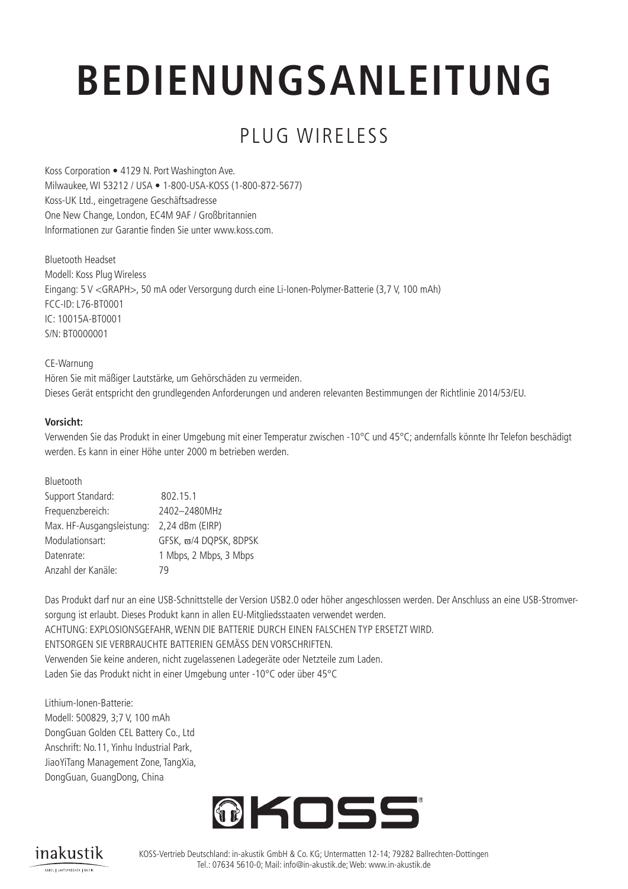# BEDIENUNGSANLEITUNG

## PLUG WIRELESS

Koss Corporation • 4129 N. Port Washington Ave.
Milwaukee, WI 53212 / USA • 1-800-USA-KOSS (1-800-872-5677)
Koss-UK Ltd., eingetragene Geschäftsadresse
One New Change, London, EC4M 9AF / Großbritannien
Informationen zur Garantie finden Sie unter www.koss.com.

Bluetooth Headset
Modell: Koss Plug Wireless
Eingang: 5 V <GRAPH>, 50 mA oder Versorgung durch eine Li-Ionen-Polymer-Batterie (3,7 V, 100 mAh)
FCC-ID: L76-BT0001
IC: 10015A-BT0001
S/N: BT0000001

CE-Warnung
Hören Sie mit mäßiger Lautstärke, um Gehörschäden zu vermeiden.
Dieses Gerät entspricht den grundlegenden Anforderungen und anderen relevanten Bestimmungen der Richtlinie 2014/53/EU.

**Vorsicht:**
Verwenden Sie das Produkt in einer Umgebung mit einer Temperatur zwischen -10°C und 45°C; andernfalls könnte Ihr Telefon beschädigt werden. Es kann in einer Höhe unter 2000 m betrieben werden.

Bluetooth

| | |
|---|---|
| Support Standard: | 802.15.1 |
| Frequenzbereich: | 2402–2480MHz |
| Max. HF-Ausgangsleistung: | 2,24 dBm (EIRP) |
| Modulationsart: | GFSK, ϖ/4 DQPSK, 8DPSK |
| Datenrate: | 1 Mbps, 2 Mbps, 3 Mbps |
| Anzahl der Kanäle: | 79 |

Das Produkt darf nur an eine USB-Schnittstelle der Version USB2.0 oder höher angeschlossen werden. Der Anschluss an eine USB-Stromversorgung ist erlaubt. Dieses Produkt kann in allen EU-Mitgliedsstaaten verwendet werden.
ACHTUNG: EXPLOSIONSGEFAHR, WENN DIE BATTERIE DURCH EINEN FALSCHEN TYP ERSETZT WIRD.
ENTSORGEN SIE VERBRAUCHTE BATTERIEN GEMÄSS DEN VORSCHRIFTEN.
Verwenden Sie keine anderen, nicht zugelassenen Ladegeräte oder Netzteile zum Laden.
Laden Sie das Produkt nicht in einer Umgebung unter -10°C oder über 45°C

Lithium-Ionen-Batterie:
Modell: 500829, 3;7 V, 100 mAh
DongGuan Golden CEL Battery Co., Ltd
Anschrift: No.11, Yinhu Industrial Park,
JiaoYiTang Management Zone, TangXia,
DongGuan, GuangDong, China

KOSS

inakustik

KOSS-Vertrieb Deutschland: in-akustik GmbH & Co. KG; Untermatten 12-14; 79282 Ballrechten-Dottingen
Tel.: 07634 5610-0; Mail: info@in-akustik.de; Web: www.in-akustik.de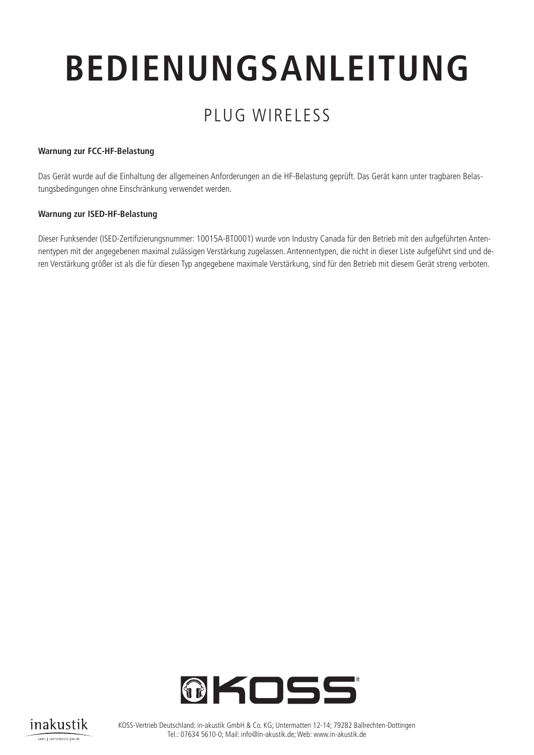# BEDIENUNGSANLEITUNG

## PLUG WIRELESS

**Warnung zur FCC-HF-Belastung**

Das Gerät wurde auf die Einhaltung der allgemeinen Anforderungen an die HF-Belastung geprüft. Das Gerät kann unter tragbaren Belastungsbedingungen ohne Einschränkung verwendet werden.

**Warnung zur ISED-HF-Belastung**

Dieser Funksender (ISED-Zertifizierungsnummer: 10015A-BT0001) wurde von Industry Canada für den Betrieb mit den aufgeführten Antennentypen mit der angegebenen maximal zulässigen Verstärkung zugelassen. Antennentypen, die nicht in dieser Liste aufgeführt sind und deren Verstärkung größer ist als die für diesen Typ angegebene maximale Verstärkung, sind für den Betrieb mit diesem Gerät streng verboten.

KOSS

inakustik

KOSS-Vertrieb Deutschland: in-akustik GmbH & Co. KG; Untermatten 12-14; 79282 Ballrechten-Dottingen
Tel.: 07634 5610-0; Mail: info@in-akustik.de; Web: www.in-akustik.de